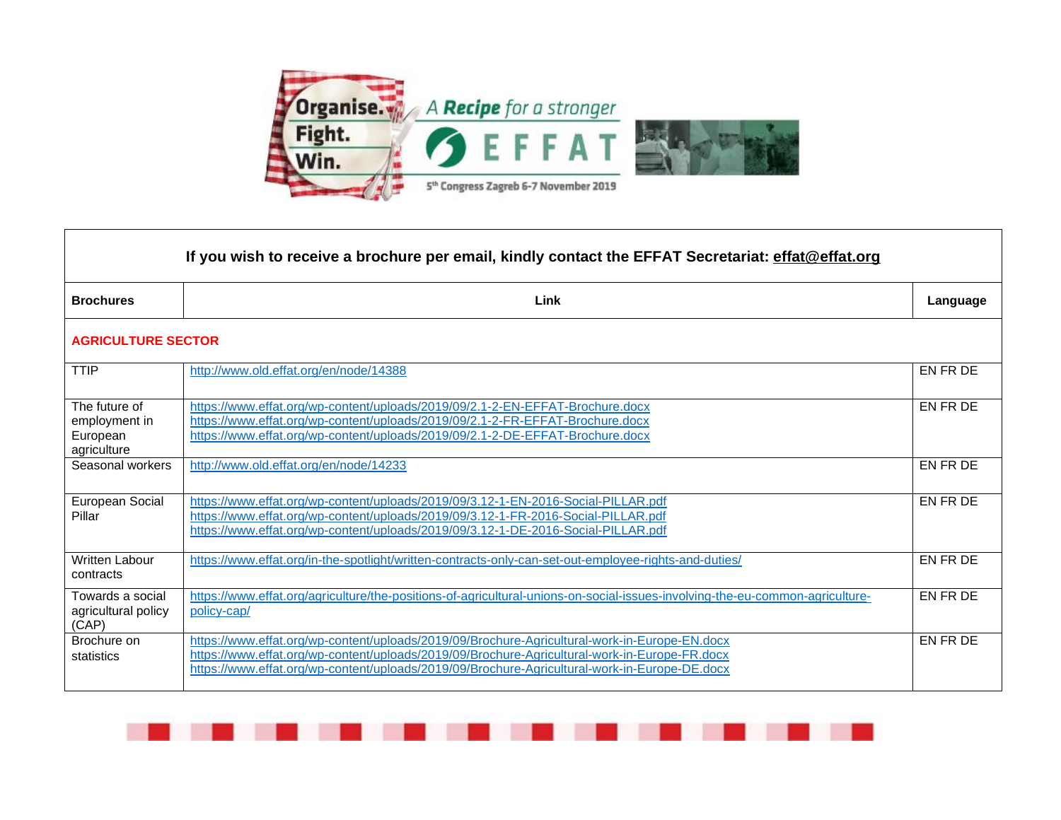Organise. Fight. Win.

A Recipe for a stronger EFFAT

5th Congress Zagreb 6-7 November 2019

| If you wish to receive a brochure per email, kindly contact the EFFAT Secretariat: effat@effat.org | | |
|---|---|---|
| **Brochures** | **Link** | **Language** |
| **AGRICULTURE SECTOR** | | |
| TTIP | http://www.old.effat.org/en/node/14388 | EN FR DE |
| The future of employment in European agriculture | https://www.effat.org/wp-content/uploads/2019/09/2.1-2-EN-EFFAT-Brochure.docx https://www.effat.org/wp-content/uploads/2019/09/2.1-2-FR-EFFAT-Brochure.docx https://www.effat.org/wp-content/uploads/2019/09/2.1-2-DE-EFFAT-Brochure.docx | EN FR DE |
| Seasonal workers | http://www.old.effat.org/en/node/14233 | EN FR DE |
| European Social Pillar | https://www.effat.org/wp-content/uploads/2019/09/3.12-1-EN-2016-Social-PILLAR.pdf https://www.effat.org/wp-content/uploads/2019/09/3.12-1-FR-2016-Social-PILLAR.pdf https://www.effat.org/wp-content/uploads/2019/09/3.12-1-DE-2016-Social-PILLAR.pdf | EN FR DE |
| Written Labour contracts | https://www.effat.org/in-the-spotlight/written-contracts-only-can-set-out-employee-rights-and-duties/ | EN FR DE |
| Towards a social agricultural policy (CAP) | https://www.effat.org/agriculture/the-positions-of-agricultural-unions-on-social-issues-involving-the-eu-common-agriculture-policy-cap/ | EN FR DE |
| Brochure on statistics | https://www.effat.org/wp-content/uploads/2019/09/Brochure-Agricultural-work-in-Europe-EN.docx https://www.effat.org/wp-content/uploads/2019/09/Brochure-Agricultural-work-in-Europe-FR.docx https://www.effat.org/wp-content/uploads/2019/09/Brochure-Agricultural-work-in-Europe-DE.docx | EN FR DE |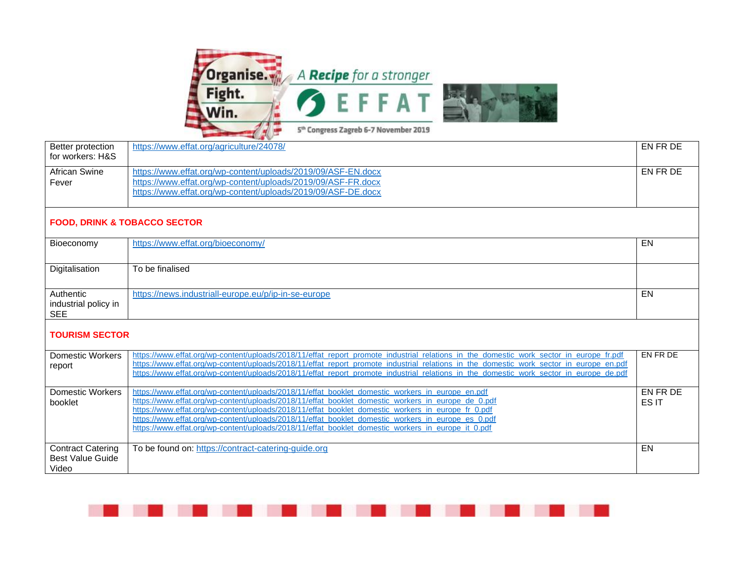| | | |
|---|---|---|
| Better protection for workers: H&S | https://www.effat.org/agriculture/24078/ | EN FR DE |
| African Swine Fever | https://www.effat.org/wp-content/uploads/2019/09/ASF-EN.docx<br>https://www.effat.org/wp-content/uploads/2019/09/ASF-FR.docx<br>https://www.effat.org/wp-content/uploads/2019/09/ASF-DE.docx | EN FR DE |
| **FOOD, DRINK & TOBACCO SECTOR** | | |
| Bioeconomy | https://www.effat.org/bioeconomy/ | EN |
| Digitalisation | To be finalised | |
| Authentic industrial policy in SEE | https://news.industriall-europe.eu/p/ip-in-se-europe | EN |
| **TOURISM SECTOR** | | |
| Domestic Workers report | https://www.effat.org/wp-content/uploads/2018/11/effat_report_promote_industrial_relations_in_the_domestic_work_sector_in_europe_fr.pdf<br>https://www.effat.org/wp-content/uploads/2018/11/effat_report_promote_industrial_relations_in_the_domestic_work_sector_in_europe_en.pdf<br>https://www.effat.org/wp-content/uploads/2018/11/effat_report_promote_industrial_relations_in_the_domestic_work_sector_in_europe_de.pdf | EN FR DE |
| Domestic Workers booklet | https://www.effat.org/wp-content/uploads/2018/11/effat_booklet_domestic_workers_in_europe_en.pdf<br>https://www.effat.org/wp-content/uploads/2018/11/effat_booklet_domestic_workers_in_europe_de_0.pdf<br>https://www.effat.org/wp-content/uploads/2018/11/effat_booklet_domestic_workers_in_europe_fr_0.pdf<br>https://www.effat.org/wp-content/uploads/2018/11/effat_booklet_domestic_workers_in_europe_es_0.pdf<br>https://www.effat.org/wp-content/uploads/2018/11/effat_booklet_domestic_workers_in_europe_it_0.pdf | EN FR DE ES IT |
| Contract Catering Best Value Guide Video | To be found on: https://contract-catering-guide.org | EN |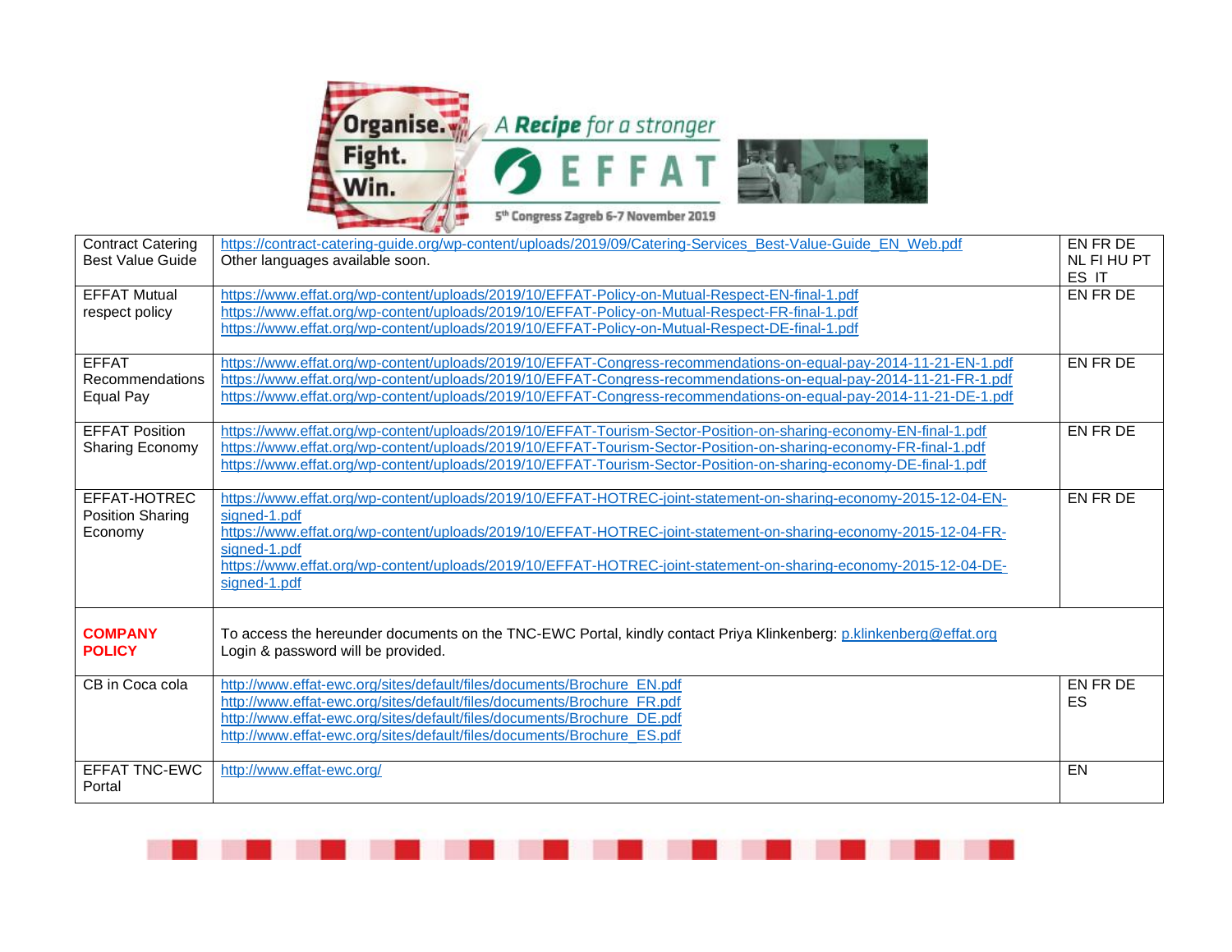| | | |
|---|---|---|
| Contract Catering Best Value Guide | https://contract-catering-guide.org/wp-content/uploads/2019/09/Catering-Services_Best-Value-Guide_EN_Web.pdf<br>Other languages available soon. | EN FR DE NL FI HU PT ES IT |
| EFFAT Mutual respect policy | https://www.effat.org/wp-content/uploads/2019/10/EFFAT-Policy-on-Mutual-Respect-EN-final-1.pdf<br>https://www.effat.org/wp-content/uploads/2019/10/EFFAT-Policy-on-Mutual-Respect-FR-final-1.pdf<br>https://www.effat.org/wp-content/uploads/2019/10/EFFAT-Policy-on-Mutual-Respect-DE-final-1.pdf | EN FR DE |
| EFFAT Recommendations Equal Pay | https://www.effat.org/wp-content/uploads/2019/10/EFFAT-Congress-recommendations-on-equal-pay-2014-11-21-EN-1.pdf<br>https://www.effat.org/wp-content/uploads/2019/10/EFFAT-Congress-recommendations-on-equal-pay-2014-11-21-FR-1.pdf<br>https://www.effat.org/wp-content/uploads/2019/10/EFFAT-Congress-recommendations-on-equal-pay-2014-11-21-DE-1.pdf | EN FR DE |
| EFFAT Position Sharing Economy | https://www.effat.org/wp-content/uploads/2019/10/EFFAT-Tourism-Sector-Position-on-sharing-economy-EN-final-1.pdf<br>https://www.effat.org/wp-content/uploads/2019/10/EFFAT-Tourism-Sector-Position-on-sharing-economy-FR-final-1.pdf<br>https://www.effat.org/wp-content/uploads/2019/10/EFFAT-Tourism-Sector-Position-on-sharing-economy-DE-final-1.pdf | EN FR DE |
| EFFAT-HOTREC Position Sharing Economy | https://www.effat.org/wp-content/uploads/2019/10/EFFAT-HOTREC-joint-statement-on-sharing-economy-2015-12-04-EN-signed-1.pdf<br>https://www.effat.org/wp-content/uploads/2019/10/EFFAT-HOTREC-joint-statement-on-sharing-economy-2015-12-04-FR-signed-1.pdf<br>https://www.effat.org/wp-content/uploads/2019/10/EFFAT-HOTREC-joint-statement-on-sharing-economy-2015-12-04-DE-signed-1.pdf | EN FR DE |
| **COMPANY POLICY** | To access the hereunder documents on the TNC-EWC Portal, kindly contact Priya Klinkenberg: p.klinkenberg@effat.org<br>Login & password will be provided. | |
| CB in Coca cola | http://www.effat-ewc.org/sites/default/files/documents/Brochure_EN.pdf<br>http://www.effat-ewc.org/sites/default/files/documents/Brochure_FR.pdf<br>http://www.effat-ewc.org/sites/default/files/documents/Brochure_DE.pdf<br>http://www.effat-ewc.org/sites/default/files/documents/Brochure_ES.pdf | EN FR DE ES |
| EFFAT TNC-EWC Portal | http://www.effat-ewc.org/ | EN |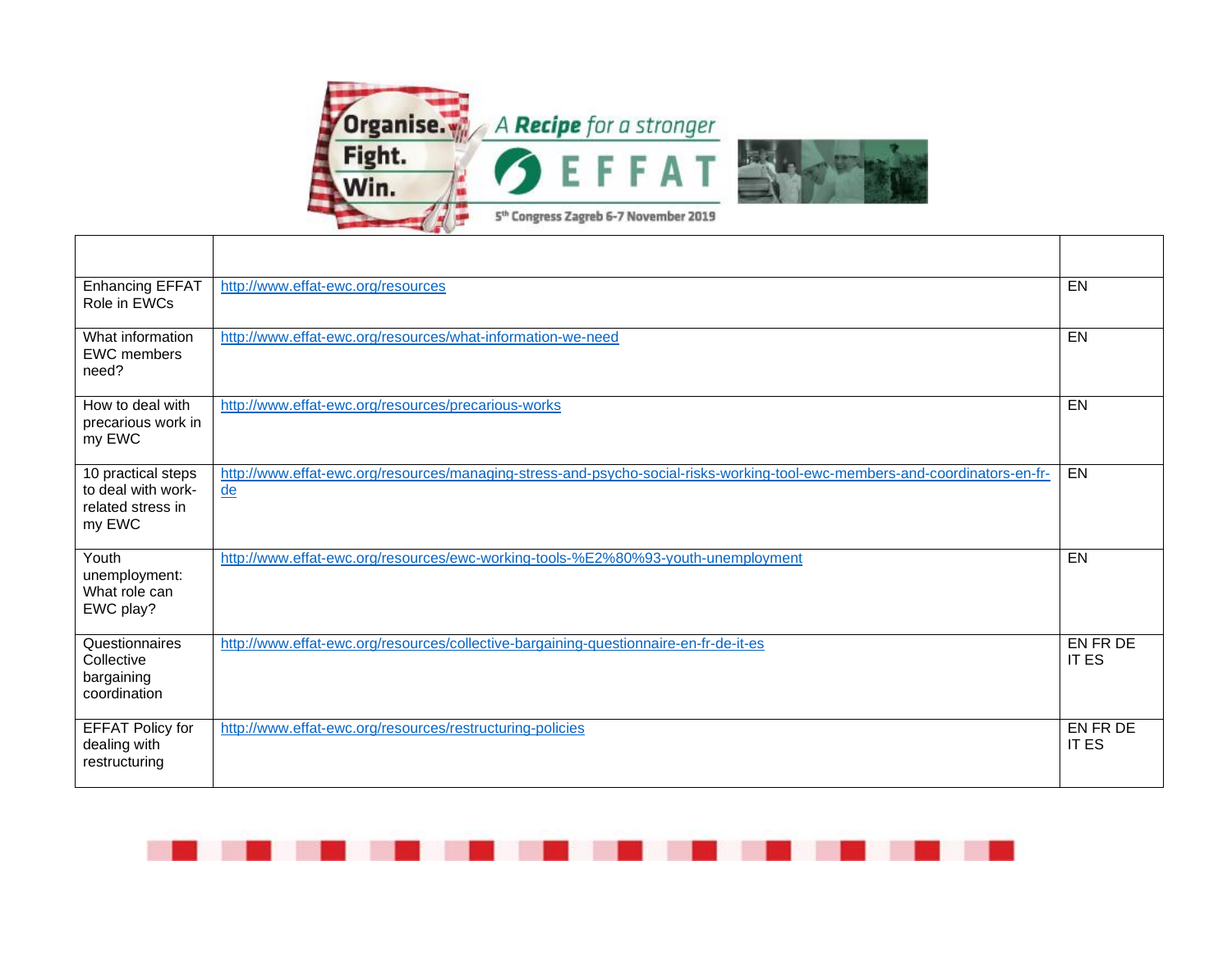| | | |
|---|---|---|
| Enhancing EFFAT Role in EWCs | http://www.effat-ewc.org/resources | EN |
| What information EWC members need? | http://www.effat-ewc.org/resources/what-information-we-need | EN |
| How to deal with precarious work in my EWC | http://www.effat-ewc.org/resources/precarious-works | EN |
| 10 practical steps to deal with work-related stress in my EWC | http://www.effat-ewc.org/resources/managing-stress-and-psycho-social-risks-working-tool-ewc-members-and-coordinators-en-fr-de | EN |
| Youth unemployment: What role can EWC play? | http://www.effat-ewc.org/resources/ewc-working-tools-%E2%80%93-youth-unemployment | EN |
| Questionnaires Collective bargaining coordination | http://www.effat-ewc.org/resources/collective-bargaining-questionnaire-en-fr-de-it-es | EN FR DE IT ES |
| EFFAT Policy for dealing with restructuring | http://www.effat-ewc.org/resources/restructuring-policies | EN FR DE IT ES |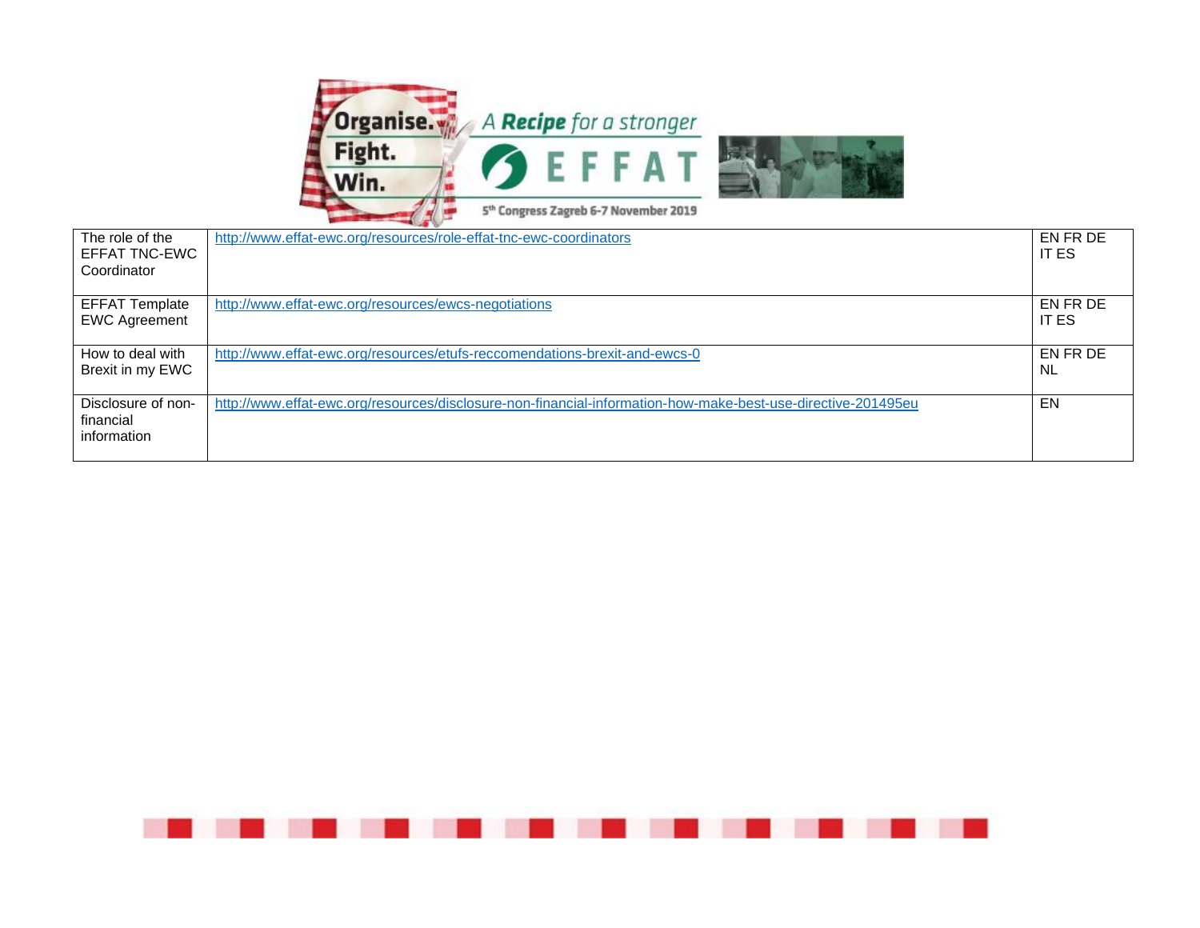| | | |
|---|---|---|
| The role of the EFFAT TNC-EWC Coordinator | http://www.effat-ewc.org/resources/role-effat-tnc-ewc-coordinators | EN FR DE IT ES |
| EFFAT Template EWC Agreement | http://www.effat-ewc.org/resources/ewcs-negotiations | EN FR DE IT ES |
| How to deal with Brexit in my EWC | http://www.effat-ewc.org/resources/etufs-reccomendations-brexit-and-ewcs-0 | EN FR DE NL |
| Disclosure of non-financial information | http://www.effat-ewc.org/resources/disclosure-non-financial-information-how-make-best-use-directive-201495eu | EN |